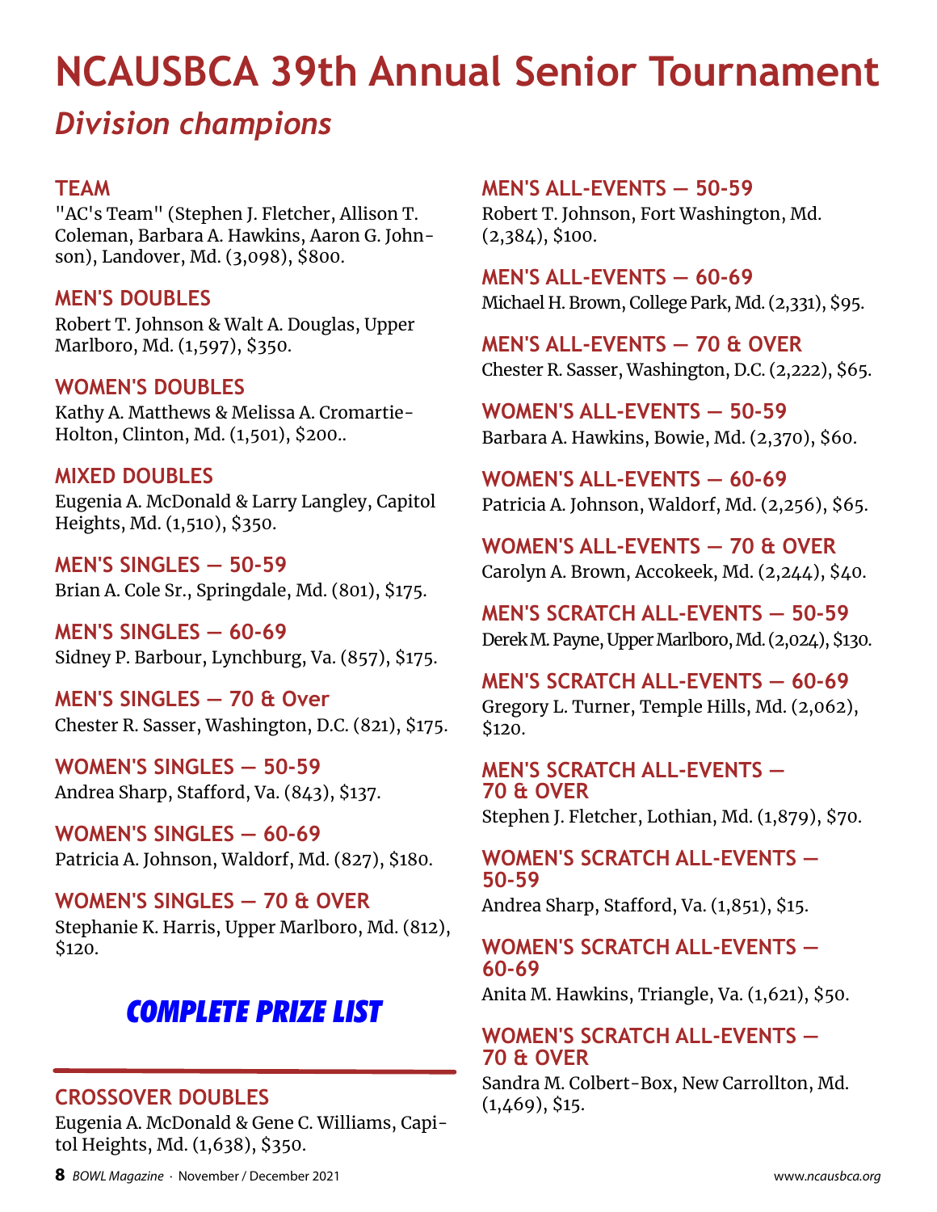# NCAUSBCA 39th Annual Senior Tournament

## *Division champions*

### TEAM
"AC's Team" (Stephen J. Fletcher, Allison T. Coleman, Barbara A. Hawkins, Aaron G. Johnson), Landover, Md. (3,098), $800.

### MEN'S DOUBLES
Robert T. Johnson & Walt A. Douglas, Upper Marlboro, Md. (1,597), $350.

### WOMEN'S DOUBLES
Kathy A. Matthews & Melissa A. Cromartie-Holton, Clinton, Md. (1,501), $200..

### MIXED DOUBLES
Eugenia A. McDonald & Larry Langley, Capitol Heights, Md. (1,510), $350.

### MEN'S SINGLES — 50-59
Brian A. Cole Sr., Springdale, Md. (801), $175.

### MEN'S SINGLES — 60-69
Sidney P. Barbour, Lynchburg, Va. (857), $175.

### MEN'S SINGLES — 70 & Over
Chester R. Sasser, Washington, D.C. (821), $175.

### WOMEN'S SINGLES — 50-59
Andrea Sharp, Stafford, Va. (843), $137.

### WOMEN'S SINGLES — 60-69
Patricia A. Johnson, Waldorf, Md. (827), $180.

### WOMEN'S SINGLES — 70 & OVER
Stephanie K. Harris, Upper Marlboro, Md. (812), $120.

## *COMPLETE PRIZE LIST*

### CROSSOVER DOUBLES
Eugenia A. McDonald & Gene C. Williams, Capitol Heights, Md. (1,638), $350.

### MEN'S ALL-EVENTS — 50-59
Robert T. Johnson, Fort Washington, Md. (2,384), $100.

### MEN'S ALL-EVENTS — 60-69
Michael H. Brown, College Park, Md. (2,331), $95.

### MEN'S ALL-EVENTS — 70 & OVER
Chester R. Sasser, Washington, D.C. (2,222), $65.

### WOMEN'S ALL-EVENTS — 50-59
Barbara A. Hawkins, Bowie, Md. (2,370), $60.

### WOMEN'S ALL-EVENTS — 60-69
Patricia A. Johnson, Waldorf, Md. (2,256), $65.

### WOMEN'S ALL-EVENTS — 70 & OVER
Carolyn A. Brown, Accokeek, Md. (2,244), $40.

### MEN'S SCRATCH ALL-EVENTS — 50-59
Derek M. Payne, Upper Marlboro, Md. (2,024), $130.

### MEN'S SCRATCH ALL-EVENTS — 60-69
Gregory L. Turner, Temple Hills, Md. (2,062), $120.

### MEN'S SCRATCH ALL-EVENTS — 70 & OVER
Stephen J. Fletcher, Lothian, Md. (1,879), $70.

### WOMEN'S SCRATCH ALL-EVENTS — 50-59
Andrea Sharp, Stafford, Va. (1,851), $15.

### WOMEN'S SCRATCH ALL-EVENTS — 60-69
Anita M. Hawkins, Triangle, Va. (1,621), $50.

### WOMEN'S SCRATCH ALL-EVENTS — 70 & OVER
Sandra M. Colbert-Box, New Carrollton, Md. (1,469), $15.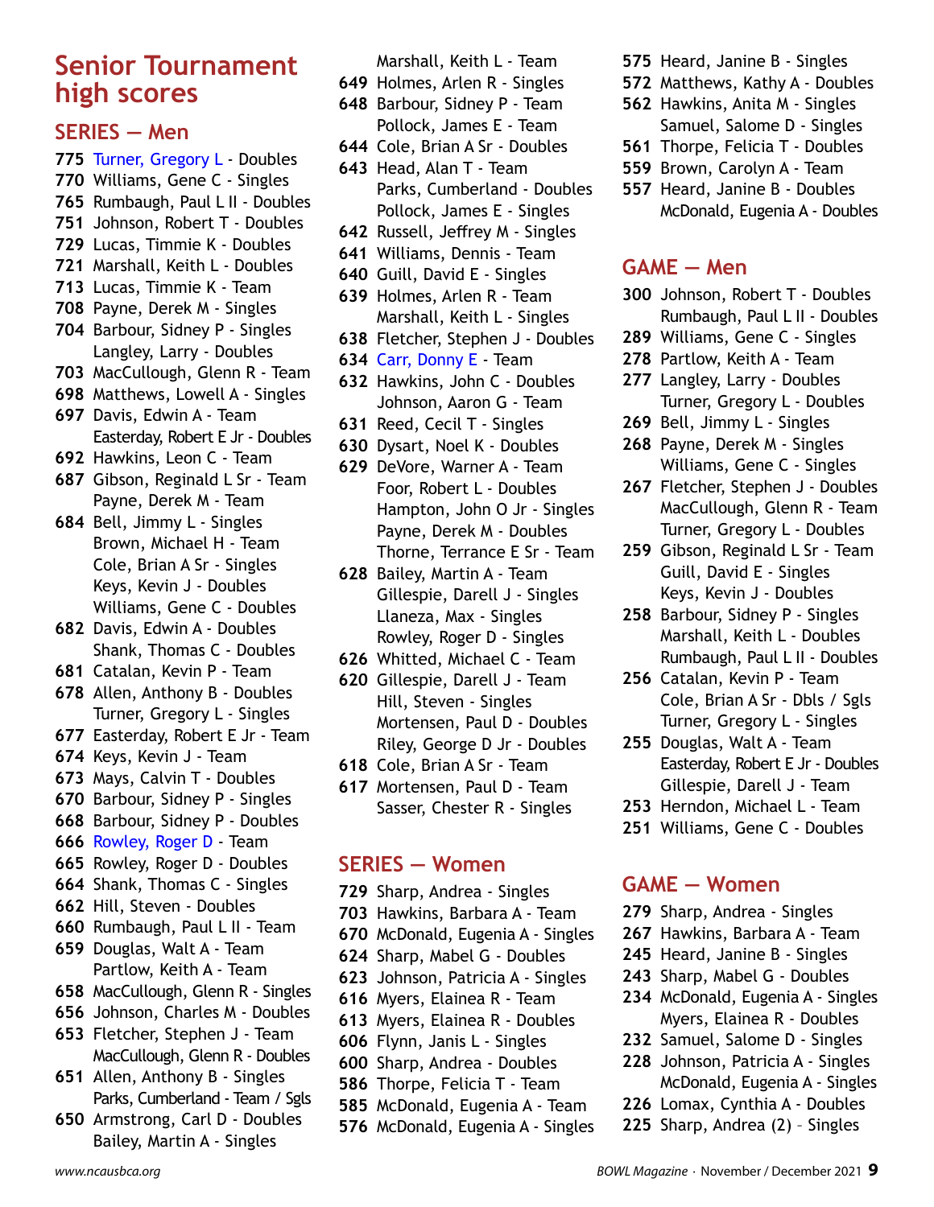# Senior Tournament high scores

## SERIES — Men

**775** Turner, Gregory L - Doubles
**770** Williams, Gene C - Singles
**765** Rumbaugh, Paul L II - Doubles
**751** Johnson, Robert T - Doubles
**729** Lucas, Timmie K - Doubles
**721** Marshall, Keith L - Doubles
**713** Lucas, Timmie K - Team
**708** Payne, Derek M - Singles
**704** Barbour, Sidney P - Singles
Langley, Larry - Doubles
**703** MacCullough, Glenn R - Team
**698** Matthews, Lowell A - Singles
**697** Davis, Edwin A - Team
Easterday, Robert E Jr - Doubles
**692** Hawkins, Leon C - Team
**687** Gibson, Reginald L Sr - Team
Payne, Derek M - Team
**684** Bell, Jimmy L - Singles
Brown, Michael H - Team
Cole, Brian A Sr - Singles
Keys, Kevin J - Doubles
Williams, Gene C - Doubles
**682** Davis, Edwin A - Doubles
Shank, Thomas C - Doubles
**681** Catalan, Kevin P - Team
**678** Allen, Anthony B - Doubles
Turner, Gregory L - Singles
**677** Easterday, Robert E Jr - Team
**674** Keys, Kevin J - Team
**673** Mays, Calvin T - Doubles
**670** Barbour, Sidney P - Singles
**668** Barbour, Sidney P - Doubles
**666** Rowley, Roger D - Team
**665** Rowley, Roger D - Doubles
**664** Shank, Thomas C - Singles
**662** Hill, Steven - Doubles
**660** Rumbaugh, Paul L II - Team
**659** Douglas, Walt A - Team
Partlow, Keith A - Team
**658** MacCullough, Glenn R - Singles
**656** Johnson, Charles M - Doubles
**653** Fletcher, Stephen J - Team
MacCullough, Glenn R - Doubles
**651** Allen, Anthony B - Singles
Parks, Cumberland - Team / Sgls
**650** Armstrong, Carl D - Doubles
Bailey, Martin A - Singles
Marshall, Keith L - Team
**649** Holmes, Arlen R - Singles
**648** Barbour, Sidney P - Team
Pollock, James E - Team
**644** Cole, Brian A Sr - Doubles
**643** Head, Alan T - Team
Parks, Cumberland - Doubles
Pollock, James E - Singles
**642** Russell, Jeffrey M - Singles
**641** Williams, Dennis - Team
**640** Guill, David E - Singles
**639** Holmes, Arlen R - Team
Marshall, Keith L - Singles
**638** Fletcher, Stephen J - Doubles
**634** Carr, Donny E - Team
**632** Hawkins, John C - Doubles
Johnson, Aaron G - Team
**631** Reed, Cecil T - Singles
**630** Dysart, Noel K - Doubles
**629** DeVore, Warner A - Team
Foor, Robert L - Doubles
Hampton, John O Jr - Singles
Payne, Derek M - Doubles
Thorne, Terrance E Sr - Team
**628** Bailey, Martin A - Team
Gillespie, Darell J - Singles
Llaneza, Max - Singles
Rowley, Roger D - Singles
**626** Whitted, Michael C - Team
**620** Gillespie, Darell J - Team
Hill, Steven - Singles
Mortensen, Paul D - Doubles
Riley, George D Jr - Doubles
**618** Cole, Brian A Sr - Team
**617** Mortensen, Paul D - Team
Sasser, Chester R - Singles

## SERIES — Women

**729** Sharp, Andrea - Singles
**703** Hawkins, Barbara A - Team
**670** McDonald, Eugenia A - Singles
**624** Sharp, Mabel G - Doubles
**623** Johnson, Patricia A - Singles
**616** Myers, Elainea R - Team
**613** Myers, Elainea R - Doubles
**606** Flynn, Janis L - Singles
**600** Sharp, Andrea - Doubles
**586** Thorpe, Felicia T - Team
**585** McDonald, Eugenia A - Team
**576** McDonald, Eugenia A - Singles
**575** Heard, Janine B - Singles
**572** Matthews, Kathy A - Doubles
**562** Hawkins, Anita M - Singles
Samuel, Salome D - Singles
**561** Thorpe, Felicia T - Doubles
**559** Brown, Carolyn A - Team
**557** Heard, Janine B - Doubles
McDonald, Eugenia A - Doubles

## GAME — Men

**300** Johnson, Robert T - Doubles
Rumbaugh, Paul L II - Doubles
**289** Williams, Gene C - Singles
**278** Partlow, Keith A - Team
**277** Langley, Larry - Doubles
Turner, Gregory L - Doubles
**269** Bell, Jimmy L - Singles
**268** Payne, Derek M - Singles
Williams, Gene C - Singles
**267** Fletcher, Stephen J - Doubles
MacCullough, Glenn R - Team
Turner, Gregory L - Doubles
**259** Gibson, Reginald L Sr - Team
Guill, David E - Singles
Keys, Kevin J - Doubles
**258** Barbour, Sidney P - Singles
Marshall, Keith L - Doubles
Rumbaugh, Paul L II - Doubles
**256** Catalan, Kevin P - Team
Cole, Brian A Sr - Dbls / Sgls
Turner, Gregory L - Singles
**255** Douglas, Walt A - Team
Easterday, Robert E Jr - Doubles
Gillespie, Darell J - Team
**253** Herndon, Michael L - Team
**251** Williams, Gene C - Doubles

## GAME — Women

**279** Sharp, Andrea - Singles
**267** Hawkins, Barbara A - Team
**245** Heard, Janine B - Singles
**243** Sharp, Mabel G - Doubles
**234** McDonald, Eugenia A - Singles
Myers, Elainea R - Doubles
**232** Samuel, Salome D - Singles
**228** Johnson, Patricia A - Singles
McDonald, Eugenia A - Singles
**226** Lomax, Cynthia A - Doubles
**225** Sharp, Andrea (2) - Singles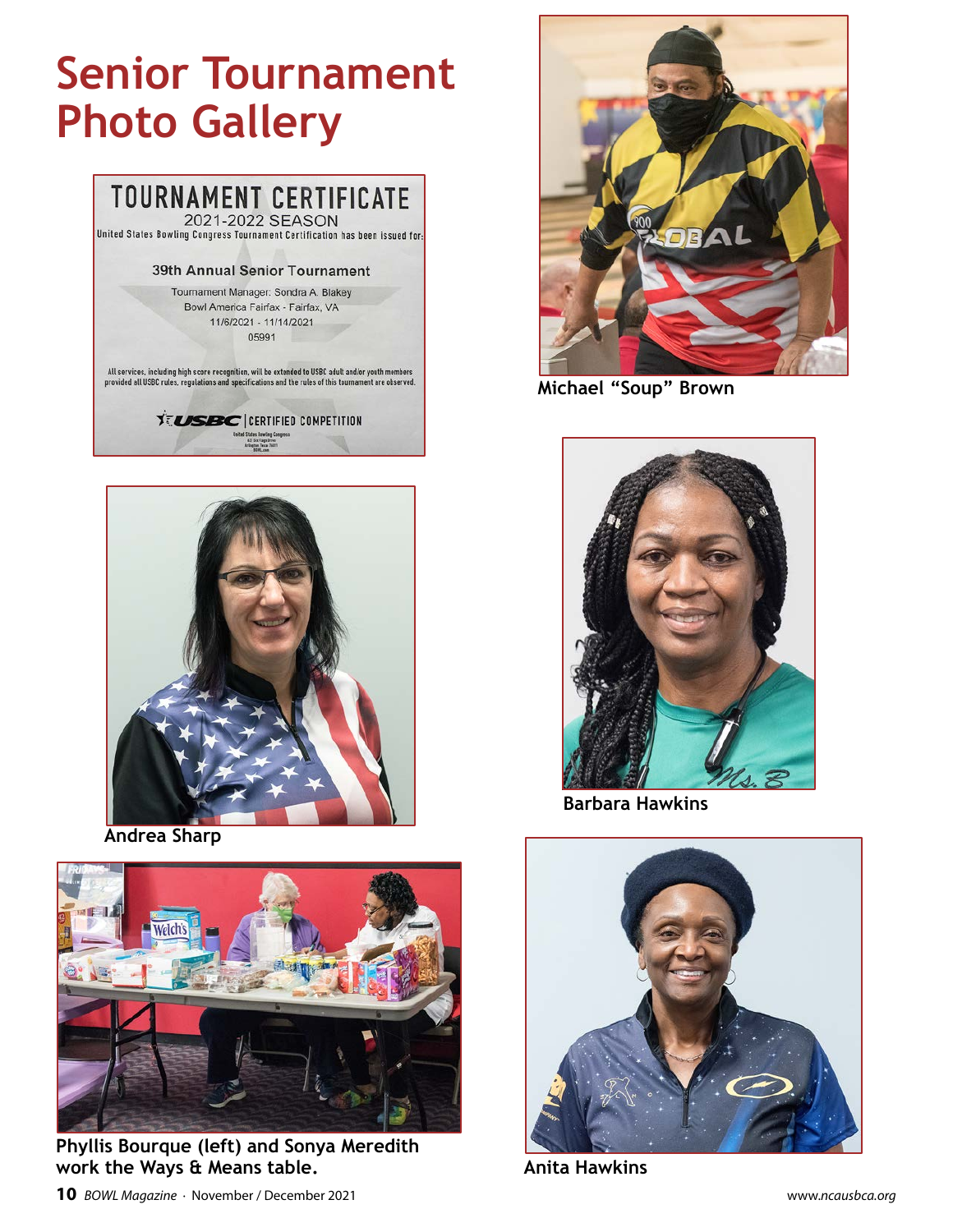# Senior Tournament Photo Gallery

TOURNAMENT CERTIFICATE

2021-2022 SEASON

United States Bowling Congress Tournament Certification has been issued for:

39th Annual Senior Tournament

Tournament Manager: Sondra A. Blakey

Bowl America Fairfax - Fairfax, VA

11/6/2021 - 11/14/2021

05991

All services, including high score recognition, will be extended to USBC adult and/or youth members provided all USBC rules, regulations and specifications and the rules of this tournament are observed.

USBC | CERTIFIED COMPETITION

**Michael "Soup" Brown**

**Andrea Sharp**

**Barbara Hawkins**

**Phyllis Bourque (left) and Sonya Meredith work the Ways & Means table.**

**Anita Hawkins**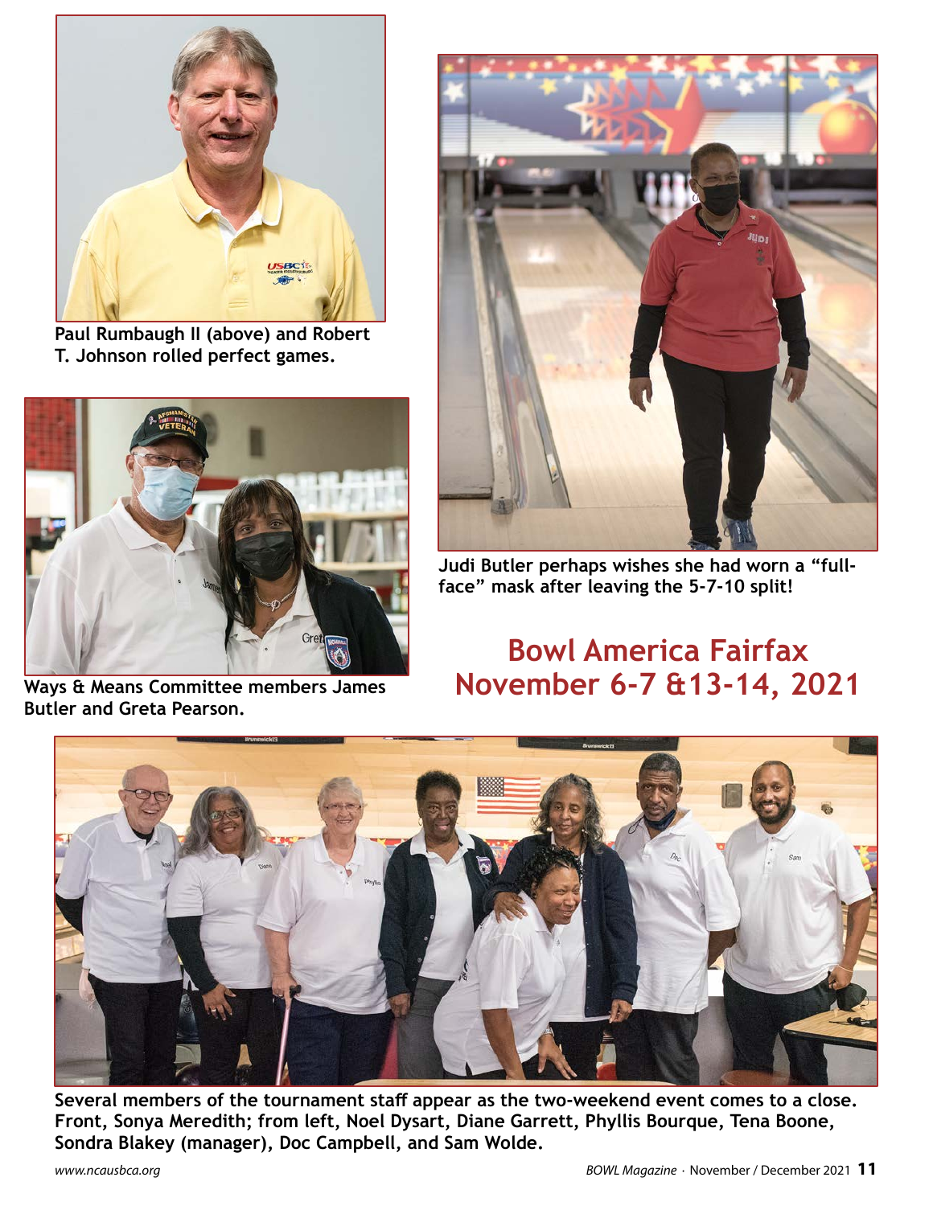Paul Rumbaugh II (above) and Robert T. Johnson rolled perfect games.

Judi Butler perhaps wishes she had worn a "full-face" mask after leaving the 5-7-10 split!

Ways & Means Committee members James Butler and Greta Pearson.

## Bowl America Fairfax November 6-7 &13-14, 2021

Several members of the tournament staff appear as the two-weekend event comes to a close. Front, Sonya Meredith; from left, Noel Dysart, Diane Garrett, Phyllis Bourque, Tena Boone, Sondra Blakey (manager), Doc Campbell, and Sam Wolde.